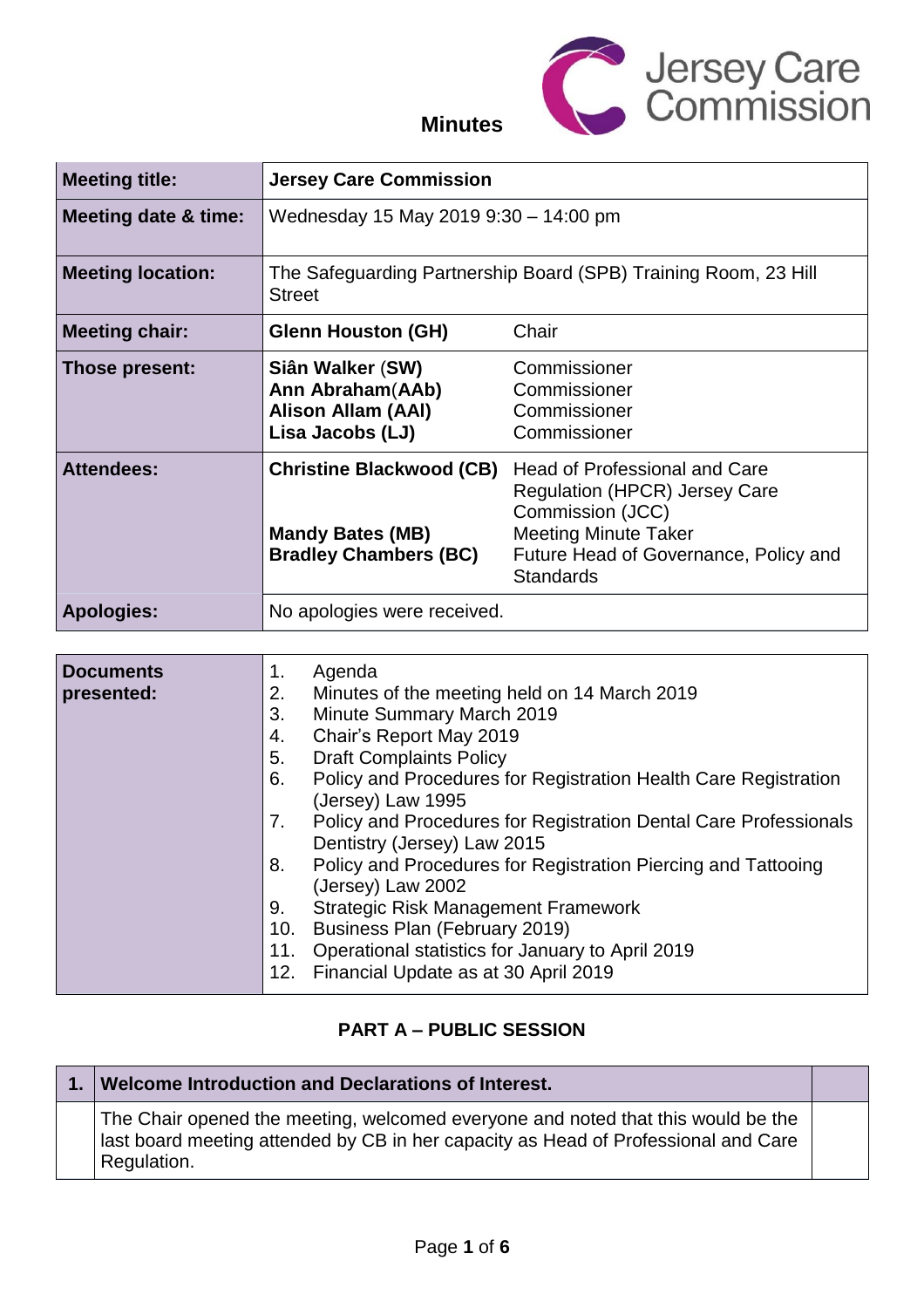# Minutes

Jersey Care Commission

| | | |
|---|---|---|
| **Meeting title:** | **Jersey Care Commission** | |
| **Meeting date & time:** | Wednesday 15 May 2019 9:30 – 14:00 pm | |
| **Meeting location:** | The Safeguarding Partnership Board (SPB) Training Room, 23 Hill Street | |
| **Meeting chair:** | **Glenn Houston (GH)** | Chair |
| **Those present:** | **Siân Walker** (**SW)**<br>**Ann Abraham**(**AAb)**<br>**Alison Allam (AAl)**<br>**Lisa Jacobs (LJ)** | Commissioner<br>Commissioner<br>Commissioner<br>Commissioner |
| **Attendees:** | **Christine Blackwood (CB)**<br><br>**Mandy Bates (MB)**<br>**Bradley Chambers (BC)** | Head of Professional and Care Regulation (HPCR) Jersey Care Commission (JCC)<br>Meeting Minute Taker<br>Future Head of Governance, Policy and Standards |
| **Apologies:** | No apologies were received. | |

| | |
|---|---|
| **Documents presented:** | 1. Agenda<br>2. Minutes of the meeting held on 14 March 2019<br>3. Minute Summary March 2019<br>4. Chair's Report May 2019<br>5. Draft Complaints Policy<br>6. Policy and Procedures for Registration Health Care Registration (Jersey) Law 1995<br>7. Policy and Procedures for Registration Dental Care Professionals Dentistry (Jersey) Law 2015<br>8. Policy and Procedures for Registration Piercing and Tattooing (Jersey) Law 2002<br>9. Strategic Risk Management Framework<br>10. Business Plan (February 2019)<br>11. Operational statistics for January to April 2019<br>12. Financial Update as at 30 April 2019 |

## PART A – PUBLIC SESSION

| **1.** | **Welcome Introduction and Declarations of Interest.** | |
|---|---|---|
| | The Chair opened the meeting, welcomed everyone and noted that this would be the last board meeting attended by CB in her capacity as Head of Professional and Care Regulation. | |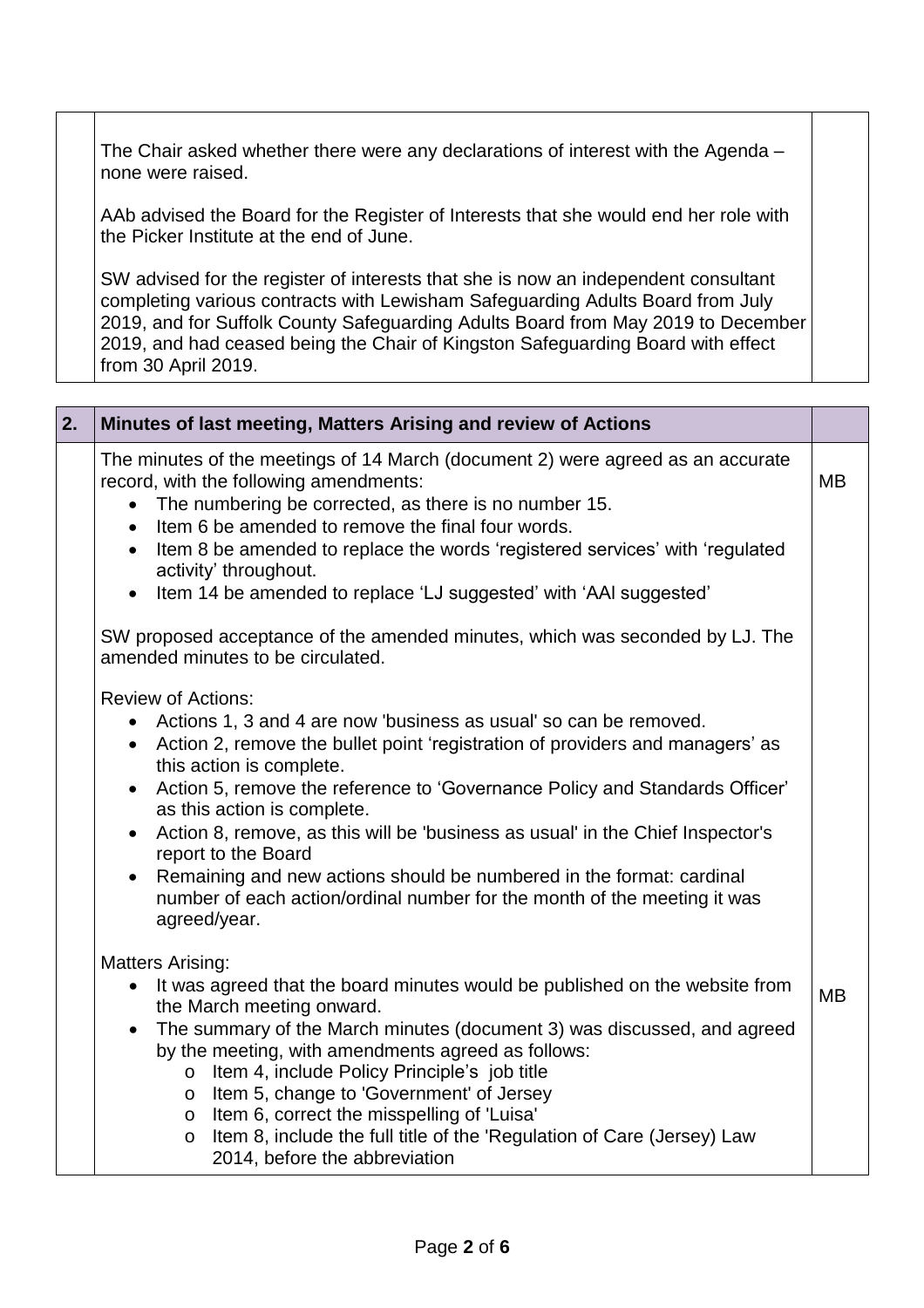| | | |
|---|---|---|
| | The Chair asked whether there were any declarations of interest with the Agenda – none were raised.<br><br>AAb advised the Board for the Register of Interests that she would end her role with the Picker Institute at the end of June.<br><br>SW advised for the register of interests that she is now an independent consultant completing various contracts with Lewisham Safeguarding Adults Board from July 2019, and for Suffolk County Safeguarding Adults Board from May 2019 to December 2019, and had ceased being the Chair of Kingston Safeguarding Board with effect from 30 April 2019. | |

| 2. | **Minutes of last meeting, Matters Arising and review of Actions** | |
|---|---|---|
| | The minutes of the meetings of 14 March (document 2) were agreed as an accurate record, with the following amendments:<br>• The numbering be corrected, as there is no number 15.<br>• Item 6 be amended to remove the final four words.<br>• Item 8 be amended to replace the words 'registered services' with 'regulated activity' throughout.<br>• Item 14 be amended to replace 'LJ suggested' with 'AAl suggested'<br><br>SW proposed acceptance of the amended minutes, which was seconded by LJ. The amended minutes to be circulated. | MB |
| | Review of Actions:<br>• Actions 1, 3 and 4 are now 'business as usual' so can be removed.<br>• Action 2, remove the bullet point 'registration of providers and managers' as this action is complete.<br>• Action 5, remove the reference to 'Governance Policy and Standards Officer' as this action is complete.<br>• Action 8, remove, as this will be 'business as usual' in the Chief Inspector's report to the Board<br>• Remaining and new actions should be numbered in the format: cardinal number of each action/ordinal number for the month of the meeting it was agreed/year. | |
| | Matters Arising:<br>• It was agreed that the board minutes would be published on the website from the March meeting onward.<br>• The summary of the March minutes (document 3) was discussed, and agreed by the meeting, with amendments agreed as follows:<br>  o Item 4, include Policy Principle's job title<br>  o Item 5, change to 'Government' of Jersey<br>  o Item 6, correct the misspelling of 'Luisa'<br>  o Item 8, include the full title of the 'Regulation of Care (Jersey) Law 2014, before the abbreviation | MB |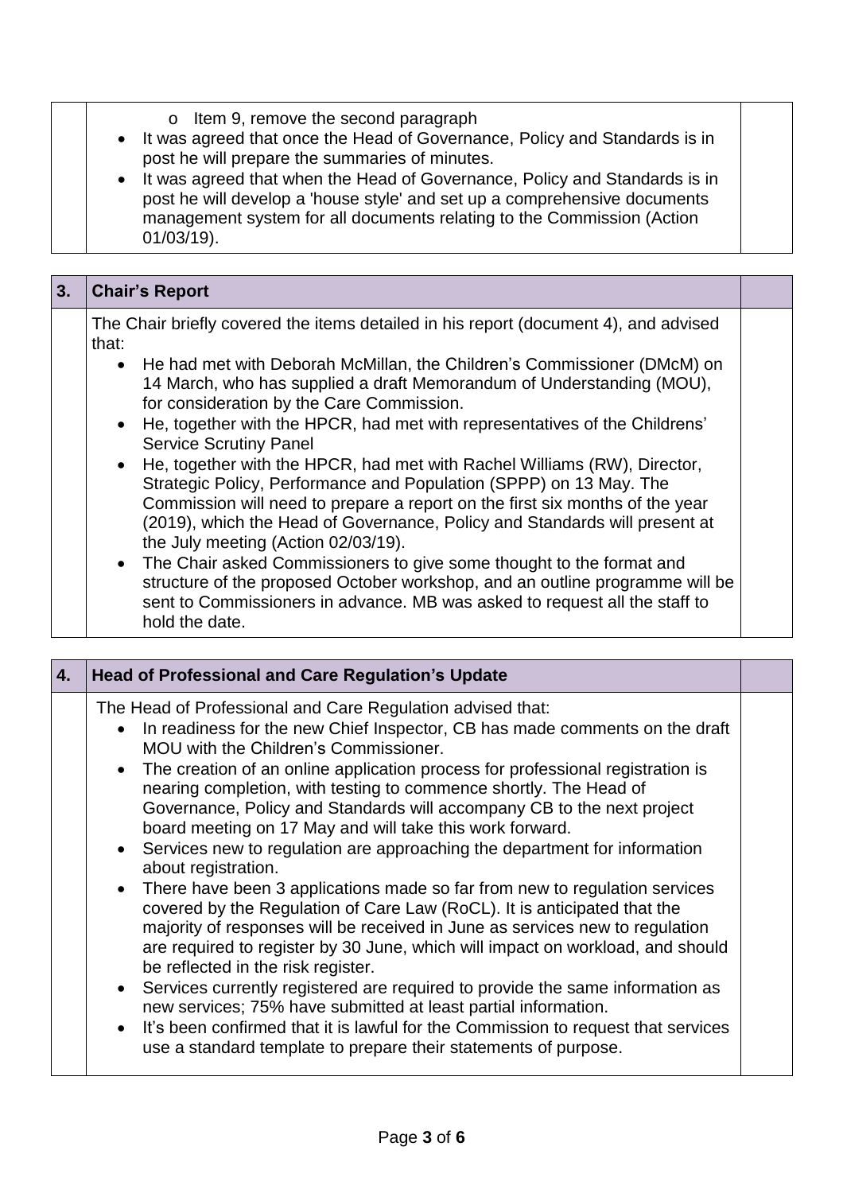- Item 9, remove the second paragraph

- It was agreed that once the Head of Governance, Policy and Standards is in post he will prepare the summaries of minutes.
- It was agreed that when the Head of Governance, Policy and Standards is in post he will develop a 'house style' and set up a comprehensive documents management system for all documents relating to the Commission (Action 01/03/19).

## 3. Chair's Report

The Chair briefly covered the items detailed in his report (document 4), and advised that:

- He had met with Deborah McMillan, the Children's Commissioner (DMcM) on 14 March, who has supplied a draft Memorandum of Understanding (MOU), for consideration by the Care Commission.
- He, together with the HPCR, had met with representatives of the Childrens' Service Scrutiny Panel
- He, together with the HPCR, had met with Rachel Williams (RW), Director, Strategic Policy, Performance and Population (SPPP) on 13 May. The Commission will need to prepare a report on the first six months of the year (2019), which the Head of Governance, Policy and Standards will present at the July meeting (Action 02/03/19).
- The Chair asked Commissioners to give some thought to the format and structure of the proposed October workshop, and an outline programme will be sent to Commissioners in advance. MB was asked to request all the staff to hold the date.

## 4. Head of Professional and Care Regulation's Update

The Head of Professional and Care Regulation advised that:

- In readiness for the new Chief Inspector, CB has made comments on the draft MOU with the Children's Commissioner.
- The creation of an online application process for professional registration is nearing completion, with testing to commence shortly. The Head of Governance, Policy and Standards will accompany CB to the next project board meeting on 17 May and will take this work forward.
- Services new to regulation are approaching the department for information about registration.
- There have been 3 applications made so far from new to regulation services covered by the Regulation of Care Law (RoCL). It is anticipated that the majority of responses will be received in June as services new to regulation are required to register by 30 June, which will impact on workload, and should be reflected in the risk register.
- Services currently registered are required to provide the same information as new services; 75% have submitted at least partial information.
- It's been confirmed that it is lawful for the Commission to request that services use a standard template to prepare their statements of purpose.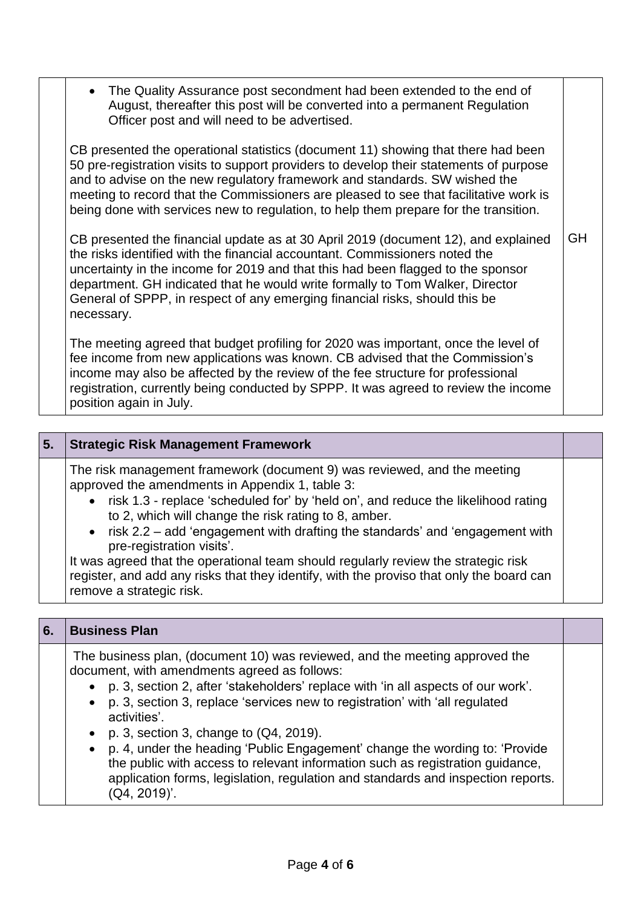| | | |
|---|---|---|
| | - The Quality Assurance post secondment had been extended to the end of August, thereafter this post will be converted into a permanent Regulation Officer post and will need to be advertised.<br><br>CB presented the operational statistics (document 11) showing that there had been 50 pre-registration visits to support providers to develop their statements of purpose and to advise on the new regulatory framework and standards. SW wished the meeting to record that the Commissioners are pleased to see that facilitative work is being done with services new to regulation, to help them prepare for the transition.<br><br>CB presented the financial update as at 30 April 2019 (document 12), and explained the risks identified with the financial accountant. Commissioners noted the uncertainty in the income for 2019 and that this had been flagged to the sponsor department. GH indicated that he would write formally to Tom Walker, Director General of SPPP, in respect of any emerging financial risks, should this be necessary.<br><br>The meeting agreed that budget profiling for 2020 was important, once the level of fee income from new applications was known. CB advised that the Commission's income may also be affected by the review of the fee structure for professional registration, currently being conducted by SPPP. It was agreed to review the income position again in July. | GH |

| 5. | **Strategic Risk Management Framework** | |
|---|---|---|
| | The risk management framework (document 9) was reviewed, and the meeting approved the amendments in Appendix 1, table 3:<br>- risk 1.3 - replace 'scheduled for' by 'held on', and reduce the likelihood rating to 2, which will change the risk rating to 8, amber.<br>- risk 2.2 – add 'engagement with drafting the standards' and 'engagement with pre-registration visits'.<br><br>It was agreed that the operational team should regularly review the strategic risk register, and add any risks that they identify, with the proviso that only the board can remove a strategic risk. | |

| 6. | **Business Plan** | |
|---|---|---|
| | The business plan, (document 10) was reviewed, and the meeting approved the document, with amendments agreed as follows:<br>- p. 3, section 2, after 'stakeholders' replace with 'in all aspects of our work'.<br>- p. 3, section 3, replace 'services new to registration' with 'all regulated activities'.<br>- p. 3, section 3, change to (Q4, 2019).<br>- p. 4, under the heading 'Public Engagement' change the wording to: 'Provide the public with access to relevant information such as registration guidance, application forms, legislation, regulation and standards and inspection reports. (Q4, 2019)'. | |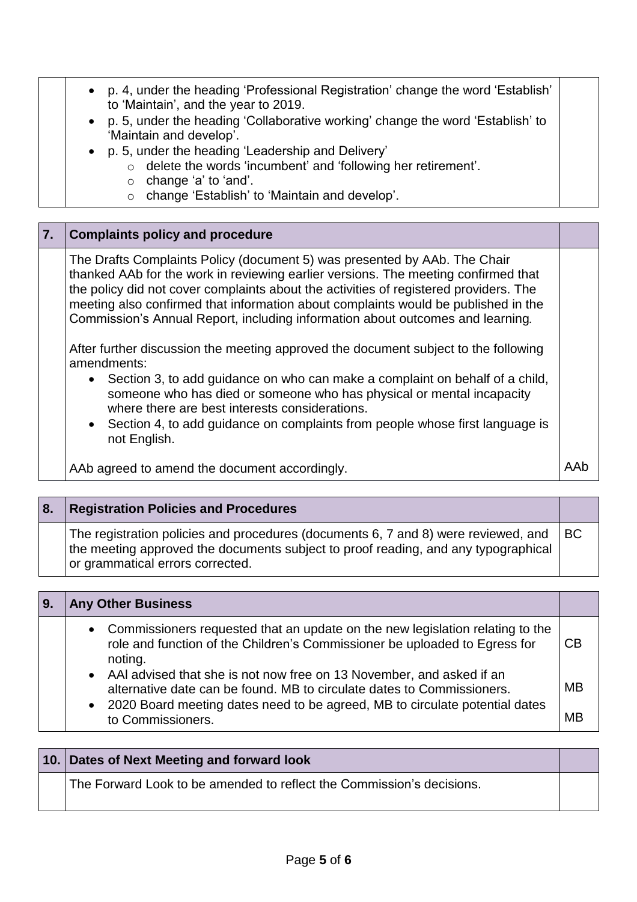- p. 4, under the heading 'Professional Registration' change the word 'Establish' to 'Maintain', and the year to 2019.
- p. 5, under the heading 'Collaborative working' change the word 'Establish' to 'Maintain and develop'.
- p. 5, under the heading 'Leadership and Delivery'
  - delete the words 'incumbent' and 'following her retirement'.
  - change 'a' to 'and'.
  - change 'Establish' to 'Maintain and develop'.

| 7. | **Complaints policy and procedure** | |
|---|---|---|
| | The Drafts Complaints Policy (document 5) was presented by AAb. The Chair thanked AAb for the work in reviewing earlier versions. The meeting confirmed that the policy did not cover complaints about the activities of registered providers. The meeting also confirmed that information about complaints would be published in the Commission's Annual Report, including information about outcomes and learning. <br><br> After further discussion the meeting approved the document subject to the following amendments: <br> • Section 3, to add guidance on who can make a complaint on behalf of a child, someone who has died or someone who has physical or mental incapacity where there are best interests considerations. <br> • Section 4, to add guidance on complaints from people whose first language is not English. <br><br> AAb agreed to amend the document accordingly. | AAb |

| 8. | **Registration Policies and Procedures** | |
|---|---|---|
| | The registration policies and procedures (documents 6, 7 and 8) were reviewed, and the meeting approved the documents subject to proof reading, and any typographical or grammatical errors corrected. | BC |

| 9. | **Any Other Business** | |
|---|---|---|
| | • Commissioners requested that an update on the new legislation relating to the role and function of the Children's Commissioner be uploaded to Egress for noting. | CB |
| | • AAl advised that she is not now free on 13 November, and asked if an alternative date can be found. MB to circulate dates to Commissioners. | MB |
| | • 2020 Board meeting dates need to be agreed, MB to circulate potential dates to Commissioners. | MB |

| 10. | **Dates of Next Meeting and forward look** | |
|---|---|---|
| | The Forward Look to be amended to reflect the Commission's decisions. | |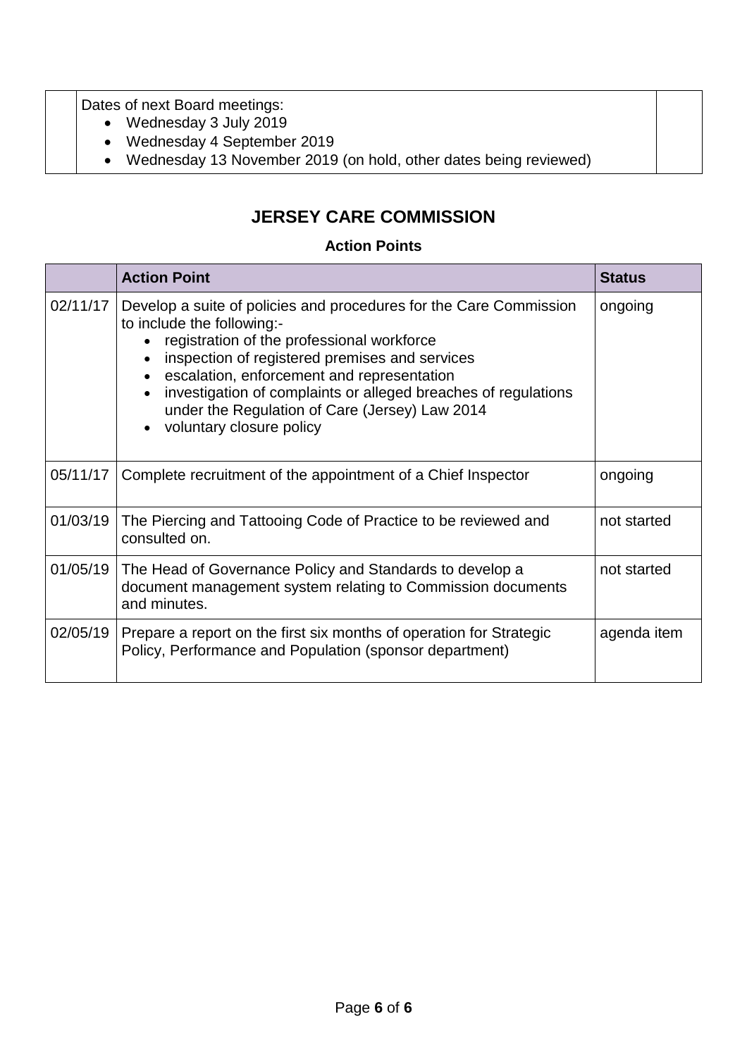| | | |
|---|---|---|
| | Dates of next Board meetings:<br>• Wednesday 3 July 2019<br>• Wednesday 4 September 2019<br>• Wednesday 13 November 2019 (on hold, other dates being reviewed) | |

# JERSEY CARE COMMISSION

### Action Points

| | Action Point | Status |
|---|---|---|
| 02/11/17 | Develop a suite of policies and procedures for the Care Commission to include the following:-<br>• registration of the professional workforce<br>• inspection of registered premises and services<br>• escalation, enforcement and representation<br>• investigation of complaints or alleged breaches of regulations under the Regulation of Care (Jersey) Law 2014<br>• voluntary closure policy | ongoing |
| 05/11/17 | Complete recruitment of the appointment of a Chief Inspector | ongoing |
| 01/03/19 | The Piercing and Tattooing Code of Practice to be reviewed and consulted on. | not started |
| 01/05/19 | The Head of Governance Policy and Standards to develop a document management system relating to Commission documents and minutes. | not started |
| 02/05/19 | Prepare a report on the first six months of operation for Strategic Policy, Performance and Population (sponsor department) | agenda item |